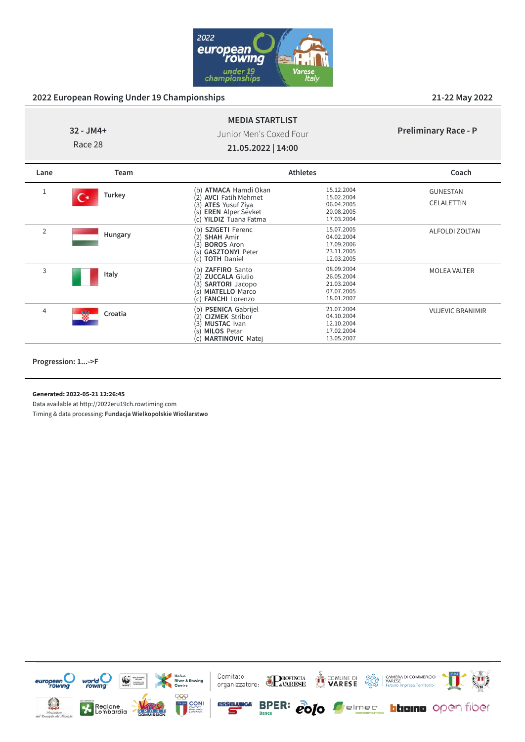## 2022 European Rowing Under 19 Championships

21-22 May 2022

**32 - JM4+**
Race 28

**MEDIA STARTLIST**
Junior Men's Coxed Four
**21.05.2022 | 14:00**

**Preliminary Race - P**

| Lane | Team | Athletes | | Coach |
|---|---|---|---|---|
| 1 | Turkey | (b) **ATMACA** Hamdi Okan<br>(2) **AVCI** Fatih Mehmet<br>(3) **ATES** Yusuf Ziya<br>(s) **EREN** Alper Sevket<br>(c) **YILDIZ** Tuana Fatma | 15.12.2004<br>15.02.2004<br>06.04.2005<br>20.08.2005<br>17.03.2004 | GUNESTAN<br>CELALETTIN |
| 2 | Hungary | (b) **SZIGETI** Ferenc<br>(2) **SHAH** Amir<br>(3) **BOROS** Aron<br>(s) **GASZTONYI** Peter<br>(c) **TOTH** Daniel | 15.07.2005<br>04.02.2004<br>17.09.2006<br>23.11.2005<br>12.03.2005 | ALFOLDI ZOLTAN |
| 3 | Italy | (b) **ZAFFIRO** Santo<br>(2) **ZUCCALA** Giulio<br>(3) **SARTORI** Jacopo<br>(s) **MIATELLO** Marco<br>(c) **FANCHI** Lorenzo | 08.09.2004<br>26.05.2004<br>21.03.2004<br>07.07.2005<br>18.01.2007 | MOLEA VALTER |
| 4 | Croatia | (b) **PSENICA** Gabrijel<br>(2) **CIZMEK** Stribor<br>(3) **MUSTAC** Ivan<br>(s) **MILOS** Petar<br>(c) **MARTINOVIC** Matej | 21.07.2004<br>04.10.2004<br>12.10.2004<br>17.02.2004<br>13.05.2007 | VUJEVIC BRANIMIR |

**Progression: 1...->F**

**Generated: 2022-05-21 12:26:45**
Data available at http://2022eru19ch.rowtiming.com
Timing & data processing: **Fundacja Wielkopolskie Wioślarstwo**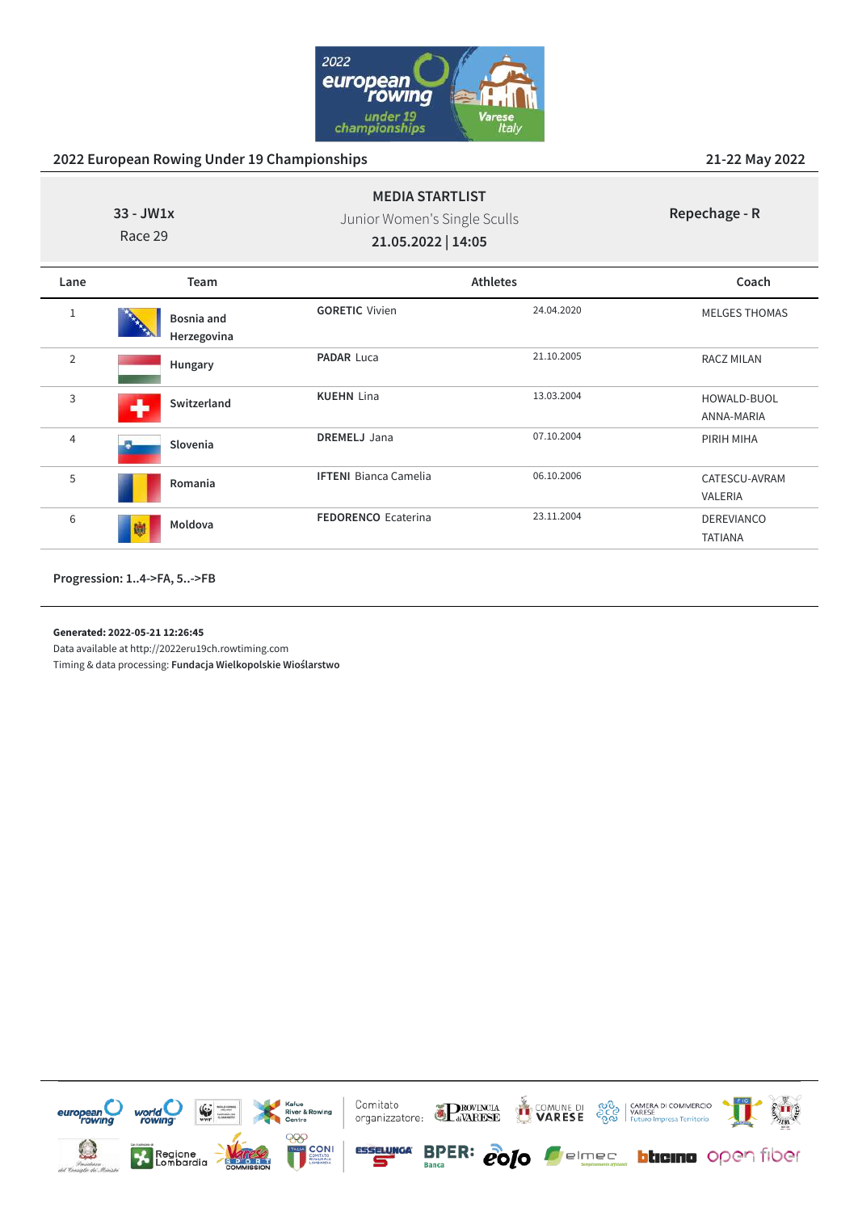## 2022 European Rowing Under 19 Championships

21-22 May 2022

**33 - JW1x**
Race 29

**MEDIA STARTLIST**
Junior Women's Single Sculls
**21.05.2022 | 14:05**

**Repechage - R**

| Lane | Team | Athletes | | Coach |
|---|---|---|---|---|
| 1 | Bosnia and Herzegovina | **GORETIC** Vivien | 24.04.2020 | MELGES THOMAS |
| 2 | Hungary | **PADAR** Luca | 21.10.2005 | RACZ MILAN |
| 3 | Switzerland | **KUEHN** Lina | 13.03.2004 | HOWALD-BUOL ANNA-MARIA |
| 4 | Slovenia | **DREMELJ** Jana | 07.10.2004 | PIRIH MIHA |
| 5 | Romania | **IFTENI** Bianca Camelia | 06.10.2006 | CATESCU-AVRAM VALERIA |
| 6 | Moldova | **FEDORENCO** Ecaterina | 23.11.2004 | DEREVIANCO TATIANA |

**Progression: 1..4->FA, 5..->FB**

**Generated: 2022-05-21 12:26:45**
Data available at http://2022eru19ch.rowtiming.com
Timing & data processing: **Fundacja Wielkopolskie Wioślarstwo**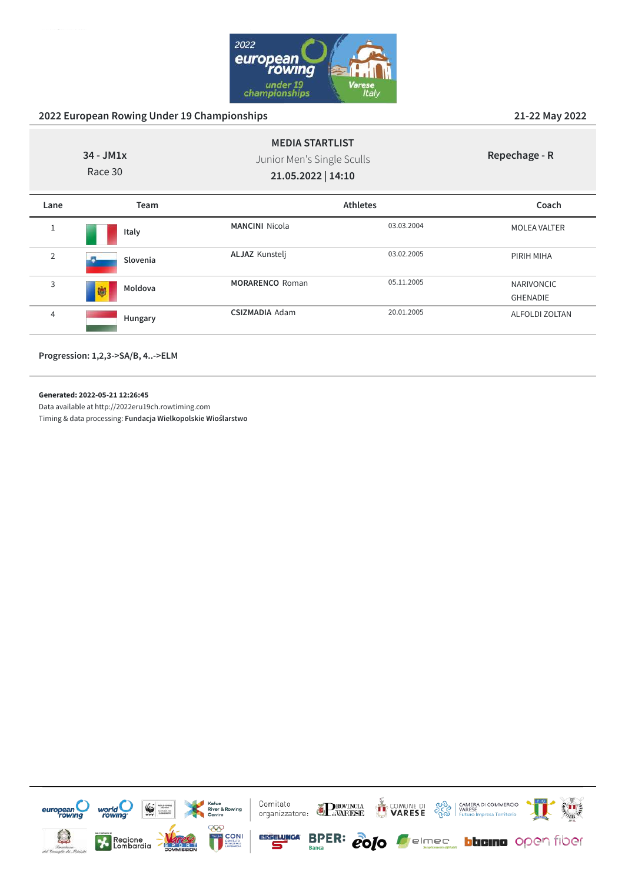## 2022 European Rowing Under 19 Championships

21-22 May 2022

**34 - JM1x**
Race 30

**MEDIA STARTLIST**
Junior Men's Single Sculls
**21.05.2022 | 14:10**

**Repechage - R**

| Lane | Team | Athletes | | Coach |
|---|---|---|---|---|
| 1 | **Italy** | **MANCINI** Nicola | 03.03.2004 | MOLEA VALTER |
| 2 | **Slovenia** | **ALJAZ** Kunstelj | 03.02.2005 | PIRIH MIHA |
| 3 | **Moldova** | **MORARENCO** Roman | 05.11.2005 | NARIVONCIC GHENADIE |
| 4 | **Hungary** | **CSIZMADIA** Adam | 20.01.2005 | ALFOLDI ZOLTAN |

**Progression: 1,2,3->SA/B, 4..->ELM**

**Generated: 2022-05-21 12:26:45**
Data available at http://2022eru19ch.rowtiming.com
Timing & data processing: **Fundacja Wielkopolskie Wioślarstwo**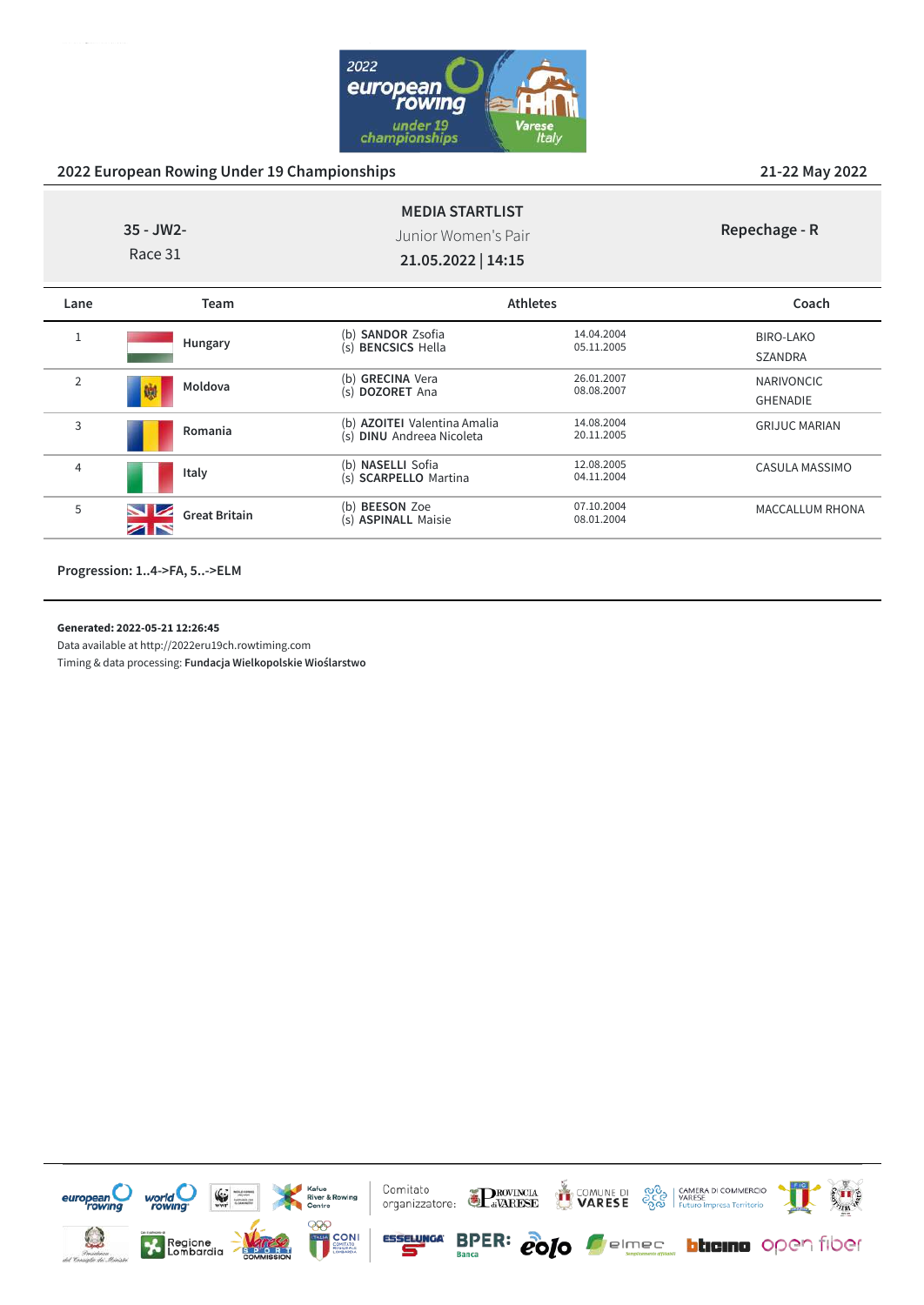## 2022 European Rowing Under 19 Championships

21-22 May 2022

35 - JW2-
Race 31

**MEDIA STARTLIST**
Junior Women's Pair
**21.05.2022 | 14:15**

**Repechage - R**

| Lane | Team | Athletes | | Coach |
|---|---|---|---|---|
| 1 | **Hungary** | (b) **SANDOR** Zsofia<br>(s) **BENCSICS** Hella | 14.04.2004<br>05.11.2005 | BIRO-LAKO SZANDRA |
| 2 | **Moldova** | (b) **GRECINA** Vera<br>(s) **DOZORET** Ana | 26.01.2007<br>08.08.2007 | NARIVONCIC GHENADIE |
| 3 | **Romania** | (b) **AZOITEI** Valentina Amalia<br>(s) **DINU** Andreea Nicoleta | 14.08.2004<br>20.11.2005 | GRIJUC MARIAN |
| 4 | **Italy** | (b) **NASELLI** Sofia<br>(s) **SCARPELLO** Martina | 12.08.2005<br>04.11.2004 | CASULA MASSIMO |
| 5 | **Great Britain** | (b) **BEESON** Zoe<br>(s) **ASPINALL** Maisie | 07.10.2004<br>08.01.2004 | MACCALLUM RHONA |

**Progression: 1..4->FA, 5..->ELM**

**Generated: 2022-05-21 12:26:45**
Data available at http://2022eru19ch.rowtiming.com
Timing & data processing: **Fundacja Wielkopolskie Wioślarstwo**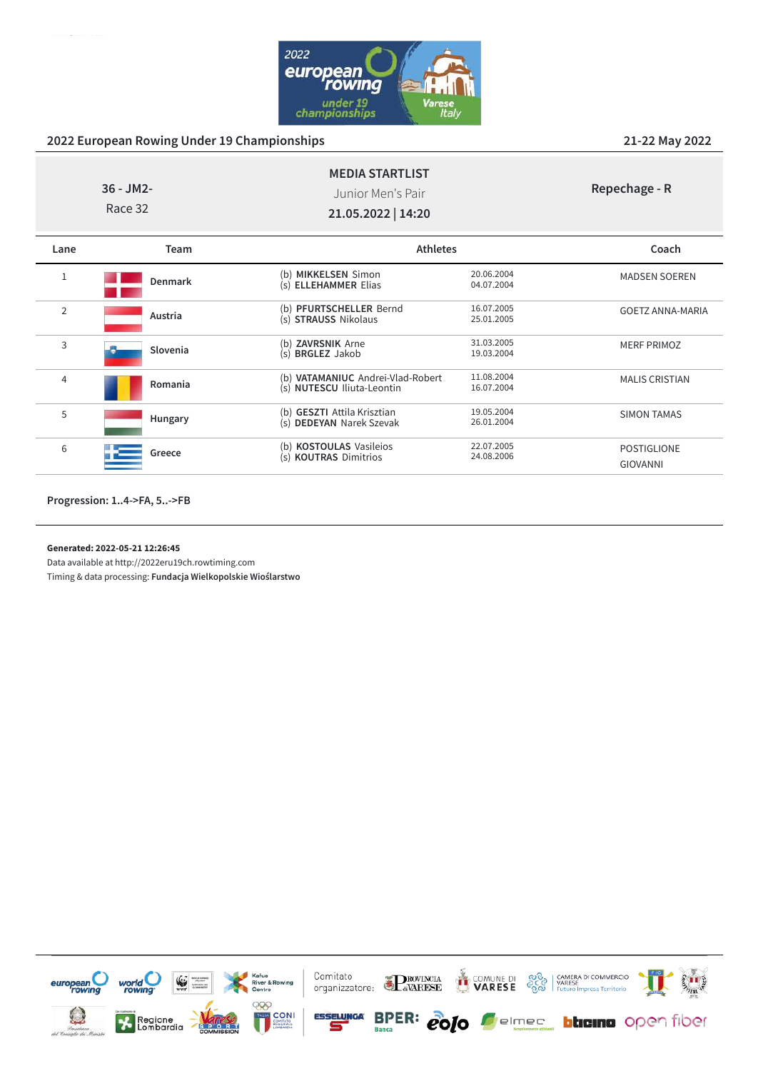## MEDIA STARTLIST

36 - JM2-
Race 32

Junior Men's Pair
**21.05.2022 | 14:20**

**Repechage - R**

| Lane | Team | Athletes | | Coach |
|---|---|---|---|---|
| 1 | **Denmark** | (b) **MIKKELSEN** Simon<br>(s) **ELLEHAMMER** Elias | 20.06.2004<br>04.07.2004 | MADSEN SOEREN |
| 2 | **Austria** | (b) **PFURTSCHELLER** Bernd<br>(s) **STRAUSS** Nikolaus | 16.07.2005<br>25.01.2005 | GOETZ ANNA-MARIA |
| 3 | **Slovenia** | (b) **ZAVRSNIK** Arne<br>(s) **BRGLEZ** Jakob | 31.03.2005<br>19.03.2004 | MERF PRIMOZ |
| 4 | **Romania** | (b) **VATAMANIUC** Andrei-Vlad-Robert<br>(s) **NUTESCU** Iliuta-Leontin | 11.08.2004<br>16.07.2004 | MALIS CRISTIAN |
| 5 | **Hungary** | (b) **GESZTI** Attila Krisztian<br>(s) **DEDEYAN** Narek Szevak | 19.05.2004<br>26.01.2004 | SIMON TAMAS |
| 6 | **Greece** | (b) **KOSTOULAS** Vasileios<br>(s) **KOUTRAS** Dimitrios | 22.07.2005<br>24.08.2006 | POSTIGLIONE GIOVANNI |

**Progression: 1..4->FA, 5..->FB**

**Generated: 2022-05-21 12:26:45**
Data available at http://2022eru19ch.rowtiming.com
Timing & data processing: **Fundacja Wielkopolskie Wioślarstwo**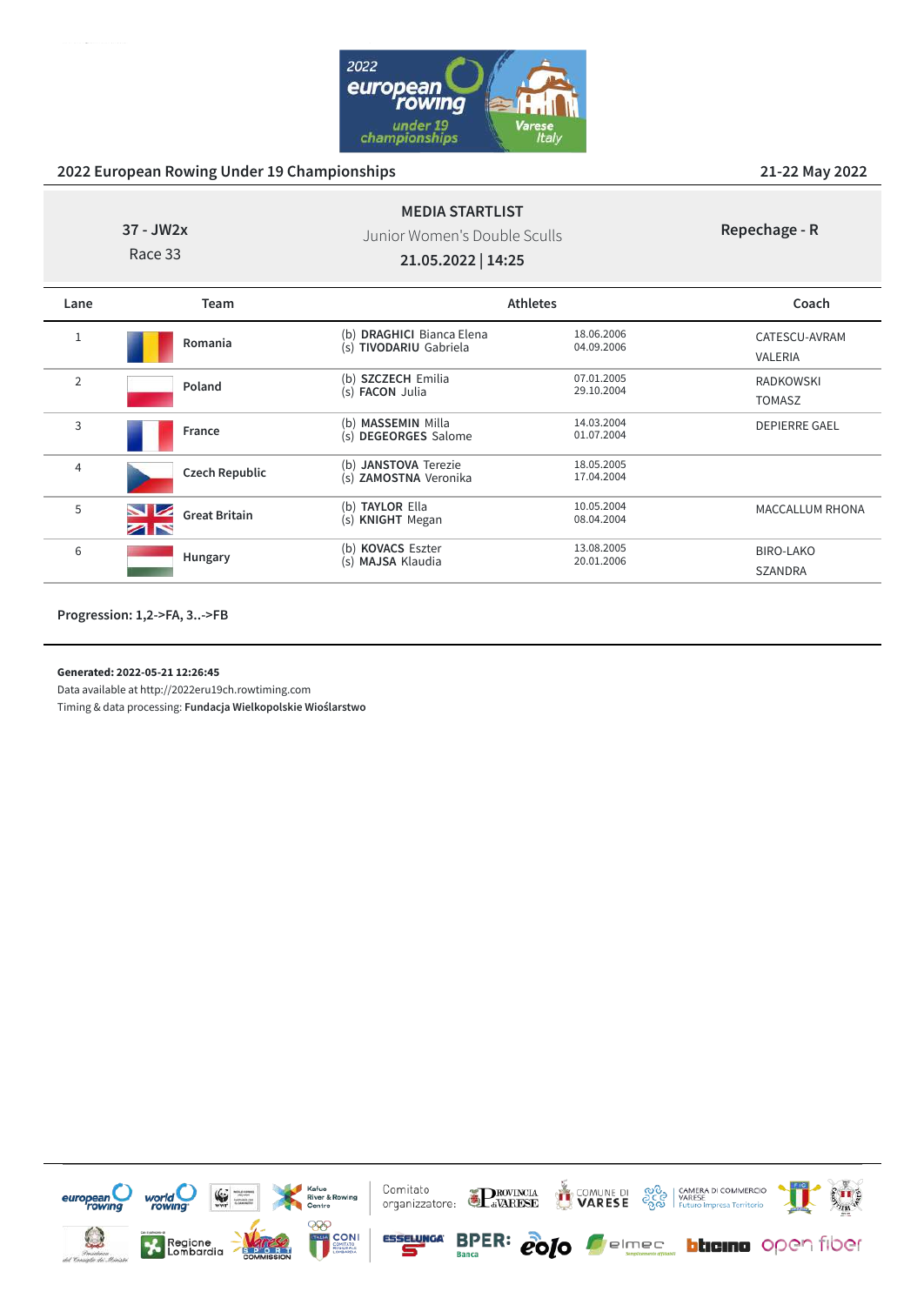2022 European Rowing Under 19 Championships

21-22 May 2022

| 37 - JW2x<br>Race 33 | **MEDIA STARTLIST**<br>Junior Women's Double Sculls<br>**21.05.2022 \| 14:25** | **Repechage - R** |
|---|---|---|

| Lane | Team | Athletes | | Coach |
|---|---|---|---|---|
| 1 | **Romania** | (b) **DRAGHICI** Bianca Elena<br>(s) **TIVODARIU** Gabriela | 18.06.2006<br>04.09.2006 | CATESCU-AVRAM VALERIA |
| 2 | **Poland** | (b) **SZCZECH** Emilia<br>(s) **FACON** Julia | 07.01.2005<br>29.10.2004 | RADKOWSKI TOMASZ |
| 3 | **France** | (b) **MASSEMIN** Milla<br>(s) **DEGEORGES** Salome | 14.03.2004<br>01.07.2004 | DEPIERRE GAEL |
| 4 | **Czech Republic** | (b) **JANSTOVA** Terezie<br>(s) **ZAMOSTNA** Veronika | 18.05.2005<br>17.04.2004 | |
| 5 | **Great Britain** | (b) **TAYLOR** Ella<br>(s) **KNIGHT** Megan | 10.05.2004<br>08.04.2004 | MACCALLUM RHONA |
| 6 | **Hungary** | (b) **KOVACS** Eszter<br>(s) **MAJSA** Klaudia | 13.08.2005<br>20.01.2006 | BIRO-LAKO SZANDRA |

**Progression: 1,2->FA, 3..->FB**

**Generated: 2022-05-21 12:26:45**
Data available at http://2022eru19ch.rowtiming.com
Timing & data processing: **Fundacja Wielkopolskie Wioślarstwo**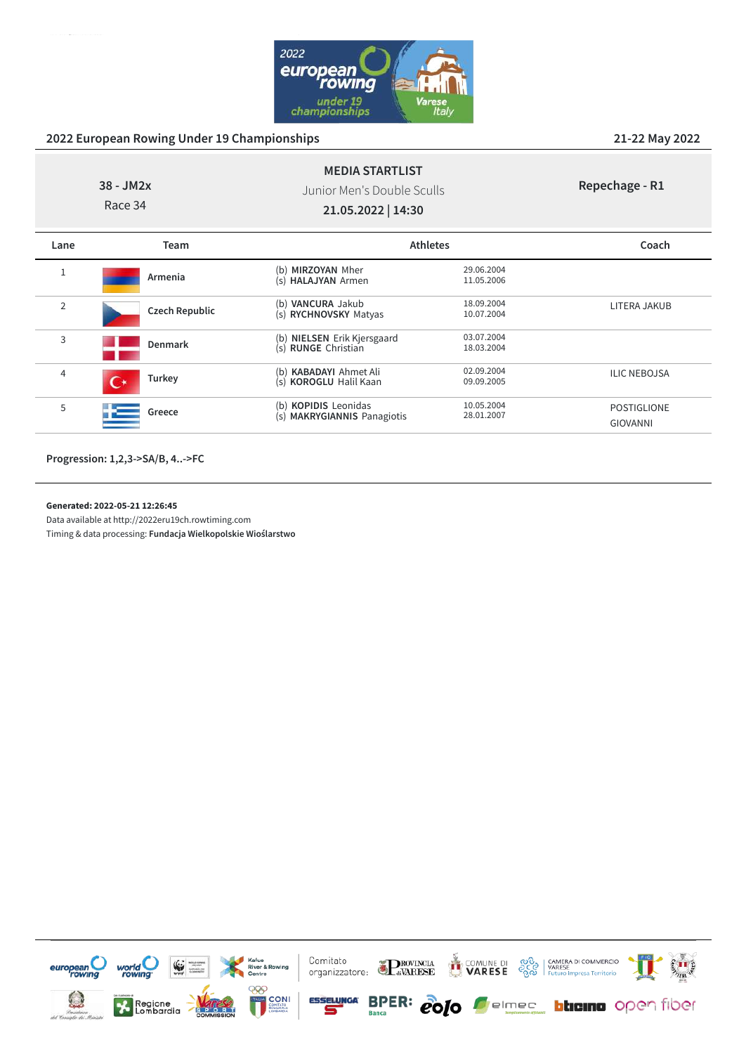2022 European Rowing Under 19 Championships

21-22 May 2022

**MEDIA STARTLIST**

38 - JM2x
Race 34

Junior Men's Double Sculls

**21.05.2022 | 14:30**

**Repechage - R1**

| Lane | Team | Athletes | | Coach |
|---|---|---|---|---|
| 1 | Armenia | (b) **MIRZOYAN** Mher<br>(s) **HALAJYAN** Armen | 29.06.2004<br>11.05.2006 | |
| 2 | Czech Republic | (b) **VANCURA** Jakub<br>(s) **RYCHNOVSKY** Matyas | 18.09.2004<br>10.07.2004 | LITERA JAKUB |
| 3 | Denmark | (b) **NIELSEN** Erik Kjersgaard<br>(s) **RUNGE** Christian | 03.07.2004<br>18.03.2004 | |
| 4 | Turkey | (b) **KABADAYI** Ahmet Ali<br>(s) **KOROGLU** Halil Kaan | 02.09.2004<br>09.09.2005 | ILIC NEBOJSA |
| 5 | Greece | (b) **KOPIDIS** Leonidas<br>(s) **MAKRYGIANNIS** Panagiotis | 10.05.2004<br>28.01.2007 | POSTIGLIONE GIOVANNI |

**Progression: 1,2,3->SA/B, 4..->FC**

**Generated: 2022-05-21 12:26:45**
Data available at http://2022eru19ch.rowtiming.com
Timing & data processing: **Fundacja Wielkopolskie Wioślarstwo**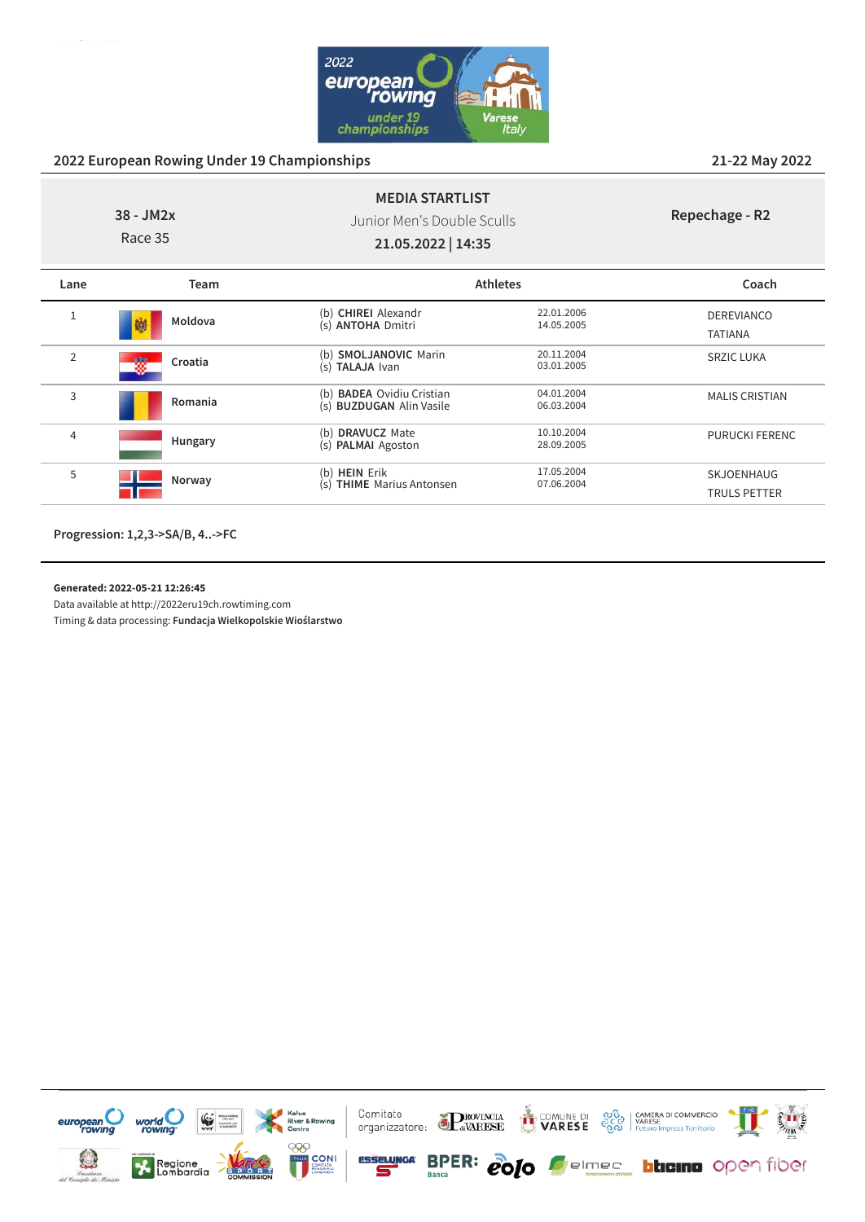2022 European Rowing Under 19 Championships

21-22 May 2022

38 - JM2x
Race 35

## MEDIA STARTLIST

Junior Men's Double Sculls

**21.05.2022 | 14:35**

**Repechage - R2**

| Lane | Team | Athletes | | Coach |
|---|---|---|---|---|
| 1 | Moldova | (b) **CHIREI** Alexandr<br>(s) **ANTOHA** Dmitri | 22.01.2006<br>14.05.2005 | DEREVIANCO TATIANA |
| 2 | Croatia | (b) **SMOLJANOVIC** Marin<br>(s) **TALAJA** Ivan | 20.11.2004<br>03.01.2005 | SRZIC LUKA |
| 3 | Romania | (b) **BADEA** Ovidiu Cristian<br>(s) **BUZDUGAN** Alin Vasile | 04.01.2004<br>06.03.2004 | MALIS CRISTIAN |
| 4 | Hungary | (b) **DRAVUCZ** Mate<br>(s) **PALMAI** Agoston | 10.10.2004<br>28.09.2005 | PURUCKI FERENC |
| 5 | Norway | (b) **HEIN** Erik<br>(s) **THIME** Marius Antonsen | 17.05.2004<br>07.06.2004 | SKJOENHAUG TRULS PETTER |

**Progression: 1,2,3->SA/B, 4..->FC**

**Generated: 2022-05-21 12:26:45**
Data available at http://2022eru19ch.rowtiming.com
Timing & data processing: **Fundacja Wielkopolskie Wioślarstwo**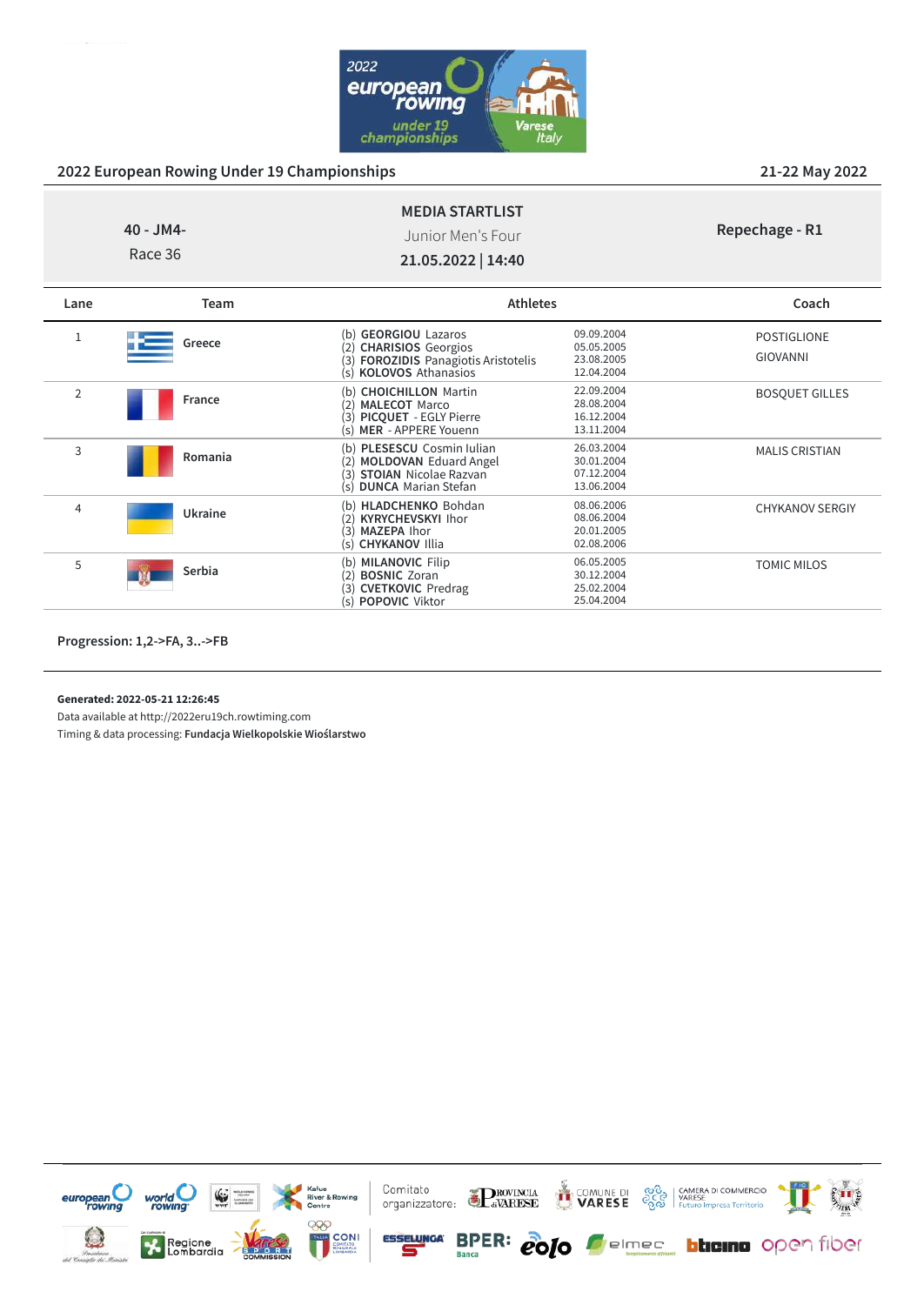## 2022 European Rowing Under 19 Championships

21-22 May 2022

40 - JM4-
Race 36

### MEDIA STARTLIST

Junior Men's Four

**21.05.2022 | 14:40**

**Repechage - R1**

| Lane | Team | Athletes | | Coach |
|---|---|---|---|---|
| 1 | **Greece** | (b) **GEORGIOU** Lazaros<br>(2) **CHARISIOS** Georgios<br>(3) **FOROZIDIS** Panagiotis Aristotelis<br>(s) **KOLOVOS** Athanasios | 09.09.2004<br>05.05.2005<br>23.08.2005<br>12.04.2004 | POSTIGLIONE<br>GIOVANNI |
| 2 | **France** | (b) **CHOICHILLON** Martin<br>(2) **MALECOT** Marco<br>(3) **PICQUET** - EGLY Pierre<br>(s) **MER** - APPERE Youenn | 22.09.2004<br>28.08.2004<br>16.12.2004<br>13.11.2004 | BOSQUET GILLES |
| 3 | **Romania** | (b) **PLESESCU** Cosmin Iulian<br>(2) **MOLDOVAN** Eduard Angel<br>(3) **STOIAN** Nicolae Razvan<br>(s) **DUNCA** Marian Stefan | 26.03.2004<br>30.01.2004<br>07.12.2004<br>13.06.2004 | MALIS CRISTIAN |
| 4 | **Ukraine** | (b) **HLADCHENKO** Bohdan<br>(2) **KYRYCHEVSKYI** Ihor<br>(3) **MAZEPA** Ihor<br>(s) **CHYKANOV** Illia | 08.06.2006<br>08.06.2004<br>20.01.2005<br>02.08.2006 | CHYKANOV SERGIY |
| 5 | **Serbia** | (b) **MILANOVIC** Filip<br>(2) **BOSNIC** Zoran<br>(3) **CVETKOVIC** Predrag<br>(s) **POPOVIC** Viktor | 06.05.2005<br>30.12.2004<br>25.02.2004<br>25.04.2004 | TOMIC MILOS |

**Progression: 1,2->FA, 3..->FB**

**Generated: 2022-05-21 12:26:45**

Data available at http://2022eru19ch.rowtiming.com

Timing & data processing: **Fundacja Wielkopolskie Wioślarstwo**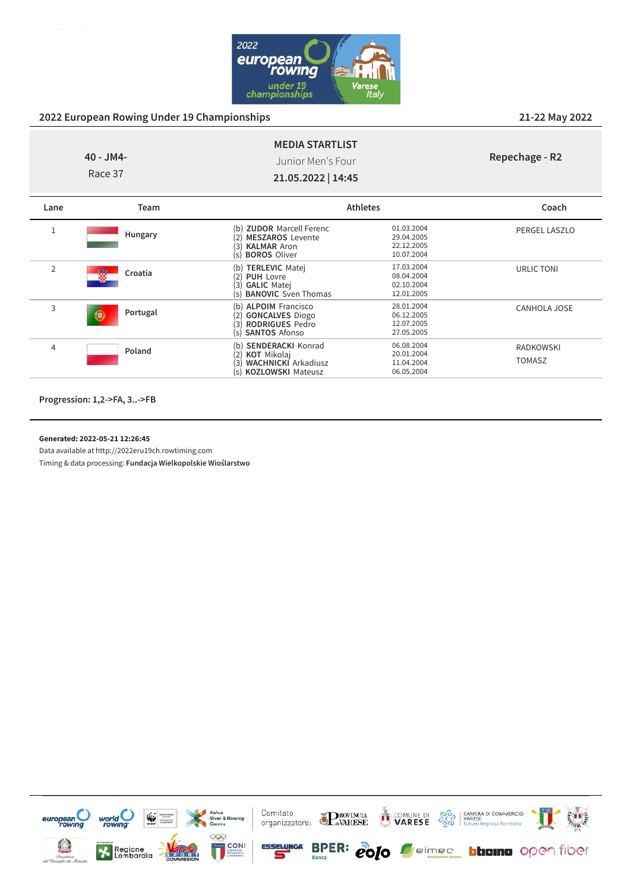## 2022 European Rowing Under 19 Championships

21-22 May 2022

**MEDIA STARTLIST**

40 - JM4-
Race 37

Junior Men's Four

**21.05.2022 | 14:45**

**Repechage - R2**

| Lane | Team | Athletes | | Coach |
|---|---|---|---|---|
| 1 | Hungary | (b) **ZUDOR** Marcell Ferenc<br>(2) **MESZAROS** Levente<br>(3) **KALMAR** Aron<br>(s) **BOROS** Oliver | 01.03.2004<br>29.04.2005<br>22.12.2005<br>10.07.2004 | PERGEL LASZLO |
| 2 | Croatia | (b) **TERLEVIC** Matej<br>(2) **PUH** Lovre<br>(3) **GALIC** Matej<br>(s) **BANOVIC** Sven Thomas | 17.03.2004<br>08.04.2004<br>02.10.2004<br>12.01.2005 | URLIC TONI |
| 3 | Portugal | (b) **ALPOIM** Francisco<br>(2) **GONCALVES** Diogo<br>(3) **RODRIGUES** Pedro<br>(s) **SANTOS** Afonso | 28.01.2004<br>06.12.2005<br>12.07.2005<br>27.05.2005 | CANHOLA JOSE |
| 4 | Poland | (b) **SENDERACKI** Konrad<br>(2) **KOT** Mikolaj<br>(3) **WACHNICKI** Arkadiusz<br>(s) **KOZLOWSKI** Mateusz | 06.08.2004<br>20.01.2004<br>11.04.2004<br>06.05.2004 | RADKOWSKI<br>TOMASZ |

**Progression: 1,2->FA, 3..->FB**

**Generated: 2022-05-21 12:26:45**
Data available at http://2022eru19ch.rowtiming.com
Timing & data processing: **Fundacja Wielkopolskie Wioślarstwo**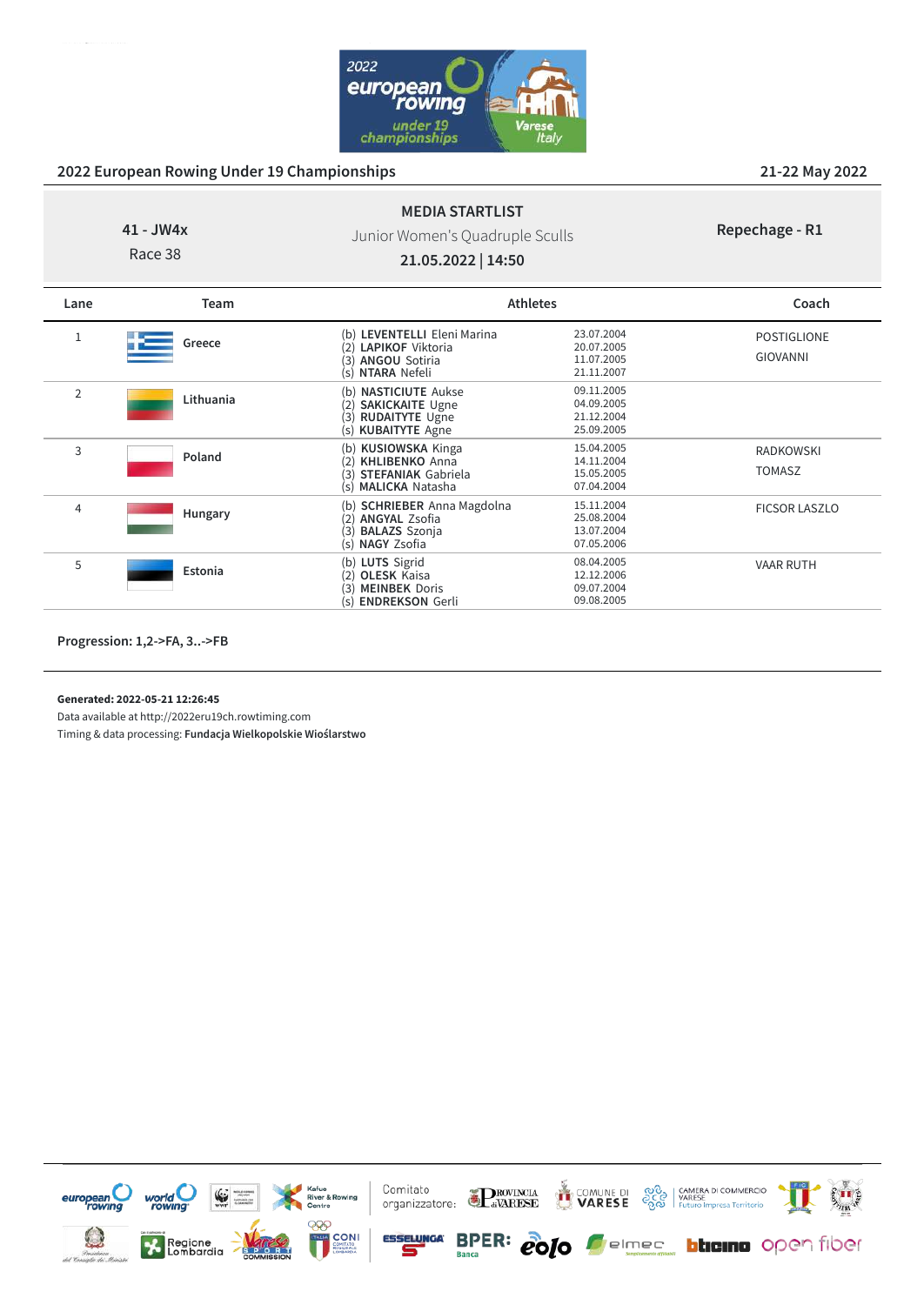2022 European Rowing Under 19 Championships

21-22 May 2022

**41 - JW4x**
Race 38

**MEDIA STARTLIST**
Junior Women's Quadruple Sculls
**21.05.2022 | 14:50**

**Repechage - R1**

| Lane | Team | Athletes | | Coach |
|---|---|---|---|---|
| 1 | Greece | (b) **LEVENTELLI** Eleni Marina<br>(2) **LAPIKOF** Viktoria<br>(3) **ANGOU** Sotiria<br>(s) **NTARA** Nefeli | 23.07.2004<br>20.07.2005<br>11.07.2005<br>21.11.2007 | POSTIGLIONE GIOVANNI |
| 2 | Lithuania | (b) **NASTICIUTE** Aukse<br>(2) **SAKICKAITE** Ugne<br>(3) **RUDAITYTE** Ugne<br>(s) **KUBAITYTE** Agne | 09.11.2005<br>04.09.2005<br>21.12.2004<br>25.09.2005 | |
| 3 | Poland | (b) **KUSIOWSKA** Kinga<br>(2) **KHLIBENKO** Anna<br>(3) **STEFANIAK** Gabriela<br>(s) **MALICKA** Natasha | 15.04.2005<br>14.11.2004<br>15.05.2005<br>07.04.2004 | RADKOWSKI TOMASZ |
| 4 | Hungary | (b) **SCHRIEBER** Anna Magdolna<br>(2) **ANGYAL** Zsofia<br>(3) **BALAZS** Szonja<br>(s) **NAGY** Zsofia | 15.11.2004<br>25.08.2004<br>13.07.2004<br>07.05.2006 | FICSOR LASZLO |
| 5 | Estonia | (b) **LUTS** Sigrid<br>(2) **OLESK** Kaisa<br>(3) **MEINBEK** Doris<br>(s) **ENDREKSON** Gerli | 08.04.2005<br>12.12.2006<br>09.07.2004<br>09.08.2005 | VAAR RUTH |

**Progression: 1,2->FA, 3..->FB**

**Generated: 2022-05-21 12:26:45**
Data available at http://2022eru19ch.rowtiming.com
Timing & data processing: **Fundacja Wielkopolskie Wioślarstwo**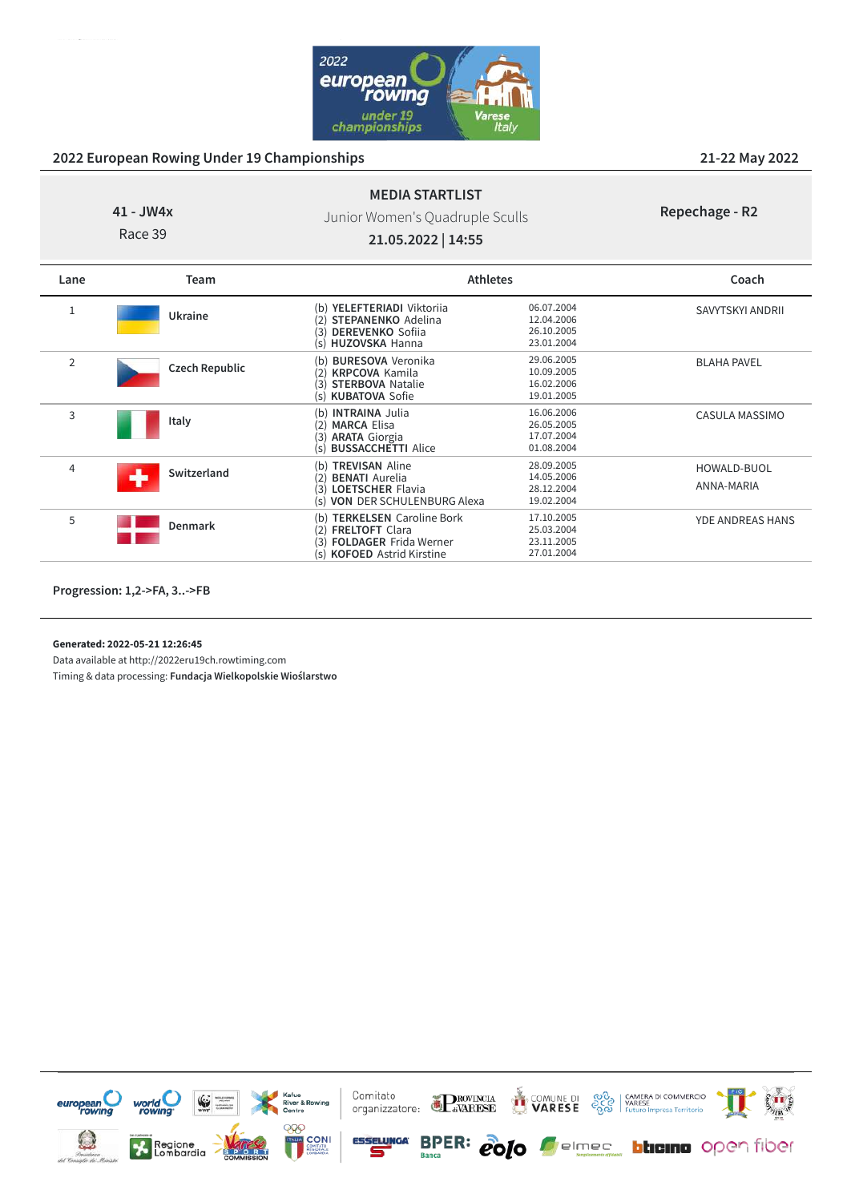## 2022 European Rowing Under 19 Championships

21-22 May 2022

**MEDIA STARTLIST**

41 - JW4x
Race 39

Junior Women's Quadruple Sculls

**21.05.2022 | 14:55**

**Repechage - R2**

| Lane | Team | Athletes | | Coach |
|---|---|---|---|---|
| 1 | Ukraine | (b) **YELEFTERIADI** Viktoriia<br>(2) **STEPANENKO** Adelina<br>(3) **DEREVENKO** Sofiia<br>(s) **HUZOVSKA** Hanna | 06.07.2004<br>12.04.2006<br>26.10.2005<br>23.01.2004 | SAVYTSKYI ANDRII |
| 2 | Czech Republic | (b) **BURESOVA** Veronika<br>(2) **KRPCOVA** Kamila<br>(3) **STERBOVA** Natalie<br>(s) **KUBATOVA** Sofie | 29.06.2005<br>10.09.2005<br>16.02.2006<br>19.01.2005 | BLAHA PAVEL |
| 3 | Italy | (b) **INTRAINA** Julia<br>(2) **MARCA** Elisa<br>(3) **ARATA** Giorgia<br>(s) **BUSSACCHETTI** Alice | 16.06.2006<br>26.05.2005<br>17.07.2004<br>01.08.2004 | CASULA MASSIMO |
| 4 | Switzerland | (b) **TREVISAN** Aline<br>(2) **BENATI** Aurelia<br>(3) **LOETSCHER** Flavia<br>(s) **VON DER SCHULENBURG** Alexa | 28.09.2005<br>14.05.2006<br>28.12.2004<br>19.02.2004 | HOWALD-BUOL<br>ANNA-MARIA |
| 5 | Denmark | (b) **TERKELSEN** Caroline Bork<br>(2) **FRELTOFT** Clara<br>(3) **FOLDAGER** Frida Werner<br>(s) **KOFOED** Astrid Kirstine | 17.10.2005<br>25.03.2004<br>23.11.2005<br>27.01.2004 | YDE ANDREAS HANS |

**Progression: 1,2->FA, 3..->FB**

**Generated: 2022-05-21 12:26:45**
Data available at http://2022eru19ch.rowtiming.com
Timing & data processing: **Fundacja Wielkopolskie Wioślarstwo**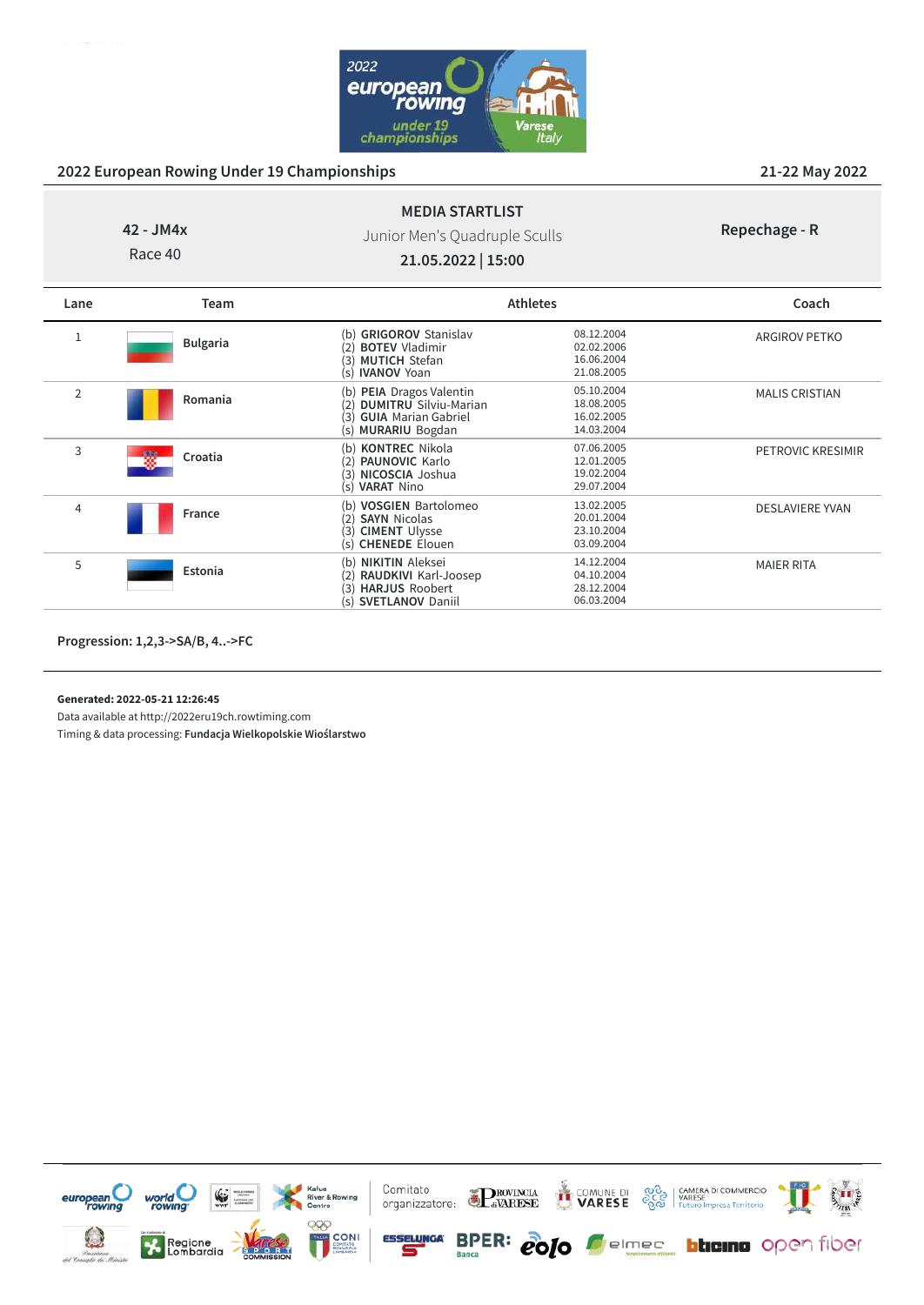## 2022 European Rowing Under 19 Championships

21-22 May 2022

| 42 - JM4x<br>Race 40 | **MEDIA STARTLIST**<br>Junior Men's Quadruple Sculls<br>**21.05.2022 \| 15:00** | **Repechage - R** |
|---|---|---|

| Lane | Team | Athletes | | Coach |
|---|---|---|---|---|
| 1 | **Bulgaria** | (b) **GRIGOROV** Stanislav<br>(2) **BOTEV** Vladimir<br>(3) **MUTICH** Stefan<br>(s) **IVANOV** Yoan | 08.12.2004<br>02.02.2006<br>16.06.2004<br>21.08.2005 | ARGIROV PETKO |
| 2 | **Romania** | (b) **PEIA** Dragos Valentin<br>(2) **DUMITRU** Silviu-Marian<br>(3) **GUIA** Marian Gabriel<br>(s) **MURARIU** Bogdan | 05.10.2004<br>18.08.2005<br>16.02.2005<br>14.03.2004 | MALIS CRISTIAN |
| 3 | **Croatia** | (b) **KONTREC** Nikola<br>(2) **PAUNOVIC** Karlo<br>(3) **NICOSCIA** Joshua<br>(s) **VARAT** Nino | 07.06.2005<br>12.01.2005<br>19.02.2004<br>29.07.2004 | PETROVIC KRESIMIR |
| 4 | **France** | (b) **VOSGIEN** Bartolomeo<br>(2) **SAYN** Nicolas<br>(3) **CIMENT** Ulysse<br>(s) **CHENEDE** Élouen | 13.02.2005<br>20.01.2004<br>23.10.2004<br>03.09.2004 | DESLAVIERE YVAN |
| 5 | **Estonia** | (b) **NIKITIN** Aleksei<br>(2) **RAUDKIVI** Karl-Joosep<br>(3) **HARJUS** Roobert<br>(s) **SVETLANOV** Daniil | 14.12.2004<br>04.10.2004<br>28.12.2004<br>06.03.2004 | MAIER RITA |

**Progression: 1,2,3->SA/B, 4..->FC**

**Generated: 2022-05-21 12:26:45**
Data available at http://2022eru19ch.rowtiming.com
Timing & data processing: **Fundacja Wielkopolskie Wioślarstwo**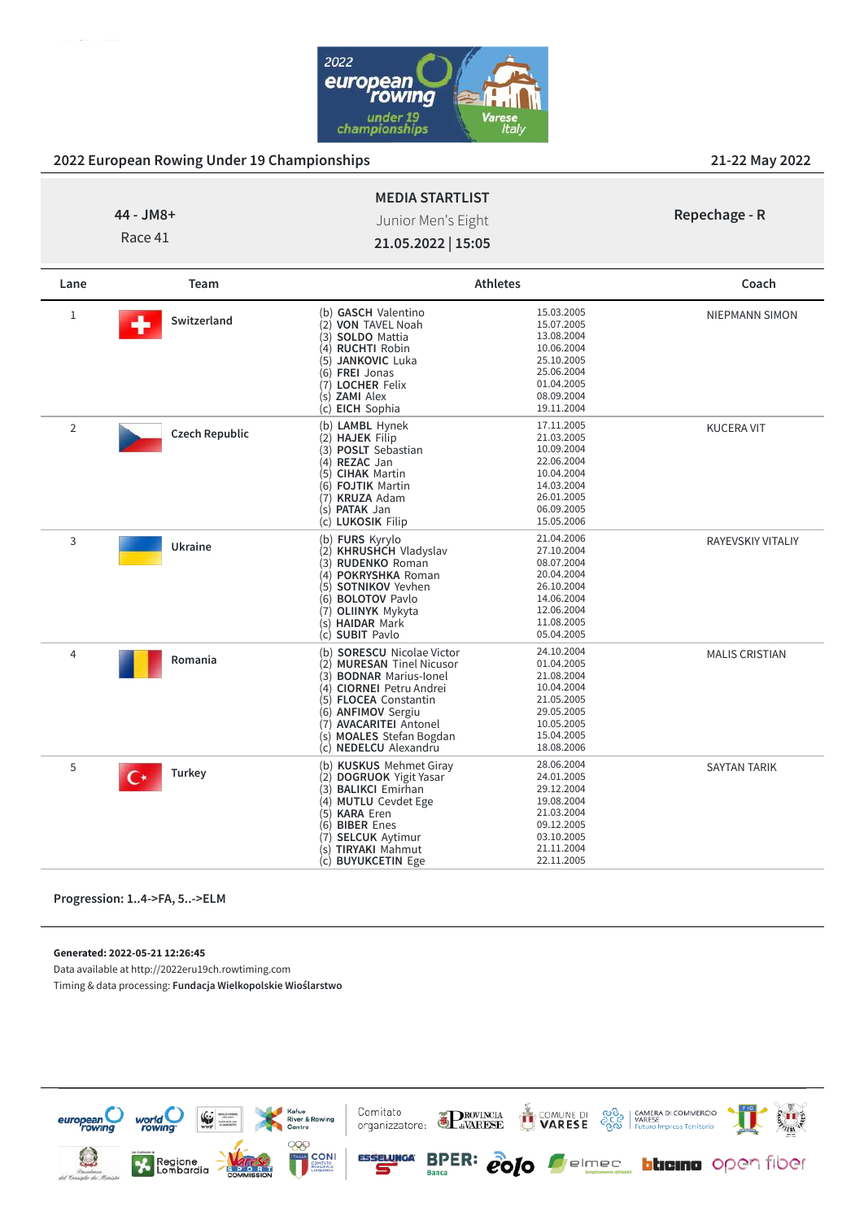## 2022 European Rowing Under 19 Championships

21-22 May 2022

**MEDIA STARTLIST**

44 - JM8+
Race 41

Junior Men's Eight

**21.05.2022 | 15:05**

**Repechage - R**

| Lane | Team | Athletes | | Coach |
|---|---|---|---|---|
| 1 | Switzerland | (b) **GASCH** Valentino<br>(2) **VON TAVEL** Noah<br>(3) **SOLDO** Mattia<br>(4) **RUCHTI** Robin<br>(5) **JANKOVIC** Luka<br>(6) **FREI** Jonas<br>(7) **LOCHER** Felix<br>(s) **ZAMI** Alex<br>(c) **EICH** Sophia | 15.03.2005<br>15.07.2005<br>13.08.2004<br>10.06.2004<br>25.10.2005<br>25.06.2004<br>01.04.2005<br>08.09.2004<br>19.11.2004 | NIEPMANN SIMON |
| 2 | Czech Republic | (b) **LAMBL** Hynek<br>(2) **HAJEK** Filip<br>(3) **POSLT** Sebastian<br>(4) **REZAC** Jan<br>(5) **CIHAK** Martin<br>(6) **FOJTIK** Martin<br>(7) **KRUZA** Adam<br>(s) **PATAK** Jan<br>(c) **LUKOSIK** Filip | 17.11.2005<br>21.03.2005<br>10.09.2004<br>22.06.2004<br>10.04.2004<br>14.03.2004<br>26.01.2005<br>06.09.2005<br>15.05.2006 | KUCERA VIT |
| 3 | Ukraine | (b) **FURS** Kyrylo<br>(2) **KHRUSHCH** Vladyslav<br>(3) **RUDENKO** Roman<br>(4) **POKRYSHKA** Roman<br>(5) **SOTNIKOV** Yevhen<br>(6) **BOLOTOV** Pavlo<br>(7) **OLIINYK** Mykyta<br>(s) **HAIDAR** Mark<br>(c) **SUBIT** Pavlo | 21.04.2006<br>27.10.2004<br>08.07.2004<br>20.04.2004<br>26.10.2004<br>14.06.2004<br>12.06.2004<br>11.08.2005<br>05.04.2005 | RAYEVSKIY VITALIY |
| 4 | Romania | (b) **SORESCU** Nicolae Victor<br>(2) **MURESAN** Tinel Nicusor<br>(3) **BODNAR** Marius-Ionel<br>(4) **CIORNEI** Petru Andrei<br>(5) **FLOCEA** Constantin<br>(6) **ANFIMOV** Sergiu<br>(7) **AVACARITEI** Antonel<br>(s) **MOALES** Stefan Bogdan<br>(c) **NEDELCU** Alexandru | 24.10.2004<br>01.04.2005<br>21.08.2004<br>10.04.2004<br>21.05.2005<br>29.05.2005<br>10.05.2005<br>15.04.2005<br>18.08.2006 | MALIS CRISTIAN |
| 5 | Turkey | (b) **KUSKUS** Mehmet Giray<br>(2) **DOGRUOK** Yigit Yasar<br>(3) **BALIKCI** Emirhan<br>(4) **MUTLU** Cevdet Ege<br>(5) **KARA** Eren<br>(6) **BIBER** Enes<br>(7) **SELCUK** Aytimur<br>(s) **TIRYAKI** Mahmut<br>(c) **BUYUKCETIN** Ege | 28.06.2004<br>24.01.2005<br>29.12.2004<br>19.08.2004<br>21.03.2004<br>09.12.2005<br>03.10.2005<br>21.11.2004<br>22.11.2005 | SAYTAN TARIK |

**Progression: 1..4->FA, 5..->ELM**

**Generated: 2022-05-21 12:26:45**
Data available at http://2022eru19ch.rowtiming.com
Timing & data processing: **Fundacja Wielkopolskie Wioślarstwo**